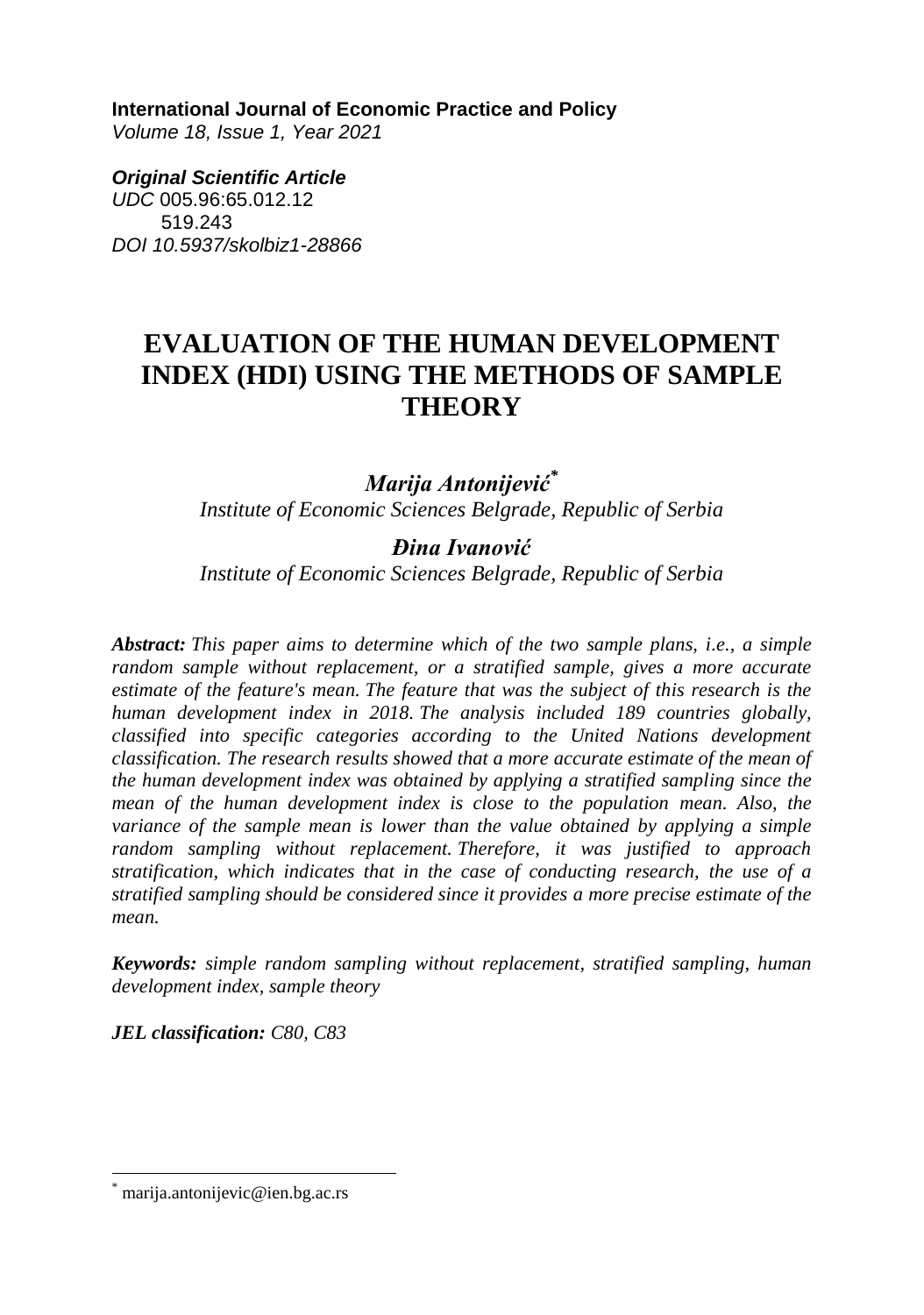**International Journal of Economic Practice and Policy**
*Volume 18, Issue 1, Year 2021*

***Original Scientific Article***
*UDC* 005.96:65.012.12
519.243
*DOI 10.5937/skolbiz1-28866*

# EVALUATION OF THE HUMAN DEVELOPMENT INDEX (HDI) USING THE METHODS OF SAMPLE THEORY

***Marija Antonijević****
*Institute of Economic Sciences Belgrade, Republic of Serbia*

***Đina Ivanović***
*Institute of Economic Sciences Belgrade, Republic of Serbia*

***Abstract:*** *This paper aims to determine which of the two sample plans, i.e., a simple random sample without replacement, or a stratified sample, gives a more accurate estimate of the feature's mean. The feature that was the subject of this research is the human development index in 2018. The analysis included 189 countries globally, classified into specific categories according to the United Nations development classification. The research results showed that a more accurate estimate of the mean of the human development index was obtained by applying a stratified sampling since the mean of the human development index is close to the population mean. Also, the variance of the sample mean is lower than the value obtained by applying a simple random sampling without replacement. Therefore, it was justified to approach stratification, which indicates that in the case of conducting research, the use of a stratified sampling should be considered since it provides a more precise estimate of the mean.*

***Keywords:*** *simple random sampling without replacement, stratified sampling, human development index, sample theory*

***JEL classification:*** *C80, C83*

---

* marija.antonijevic@ien.bg.ac.rs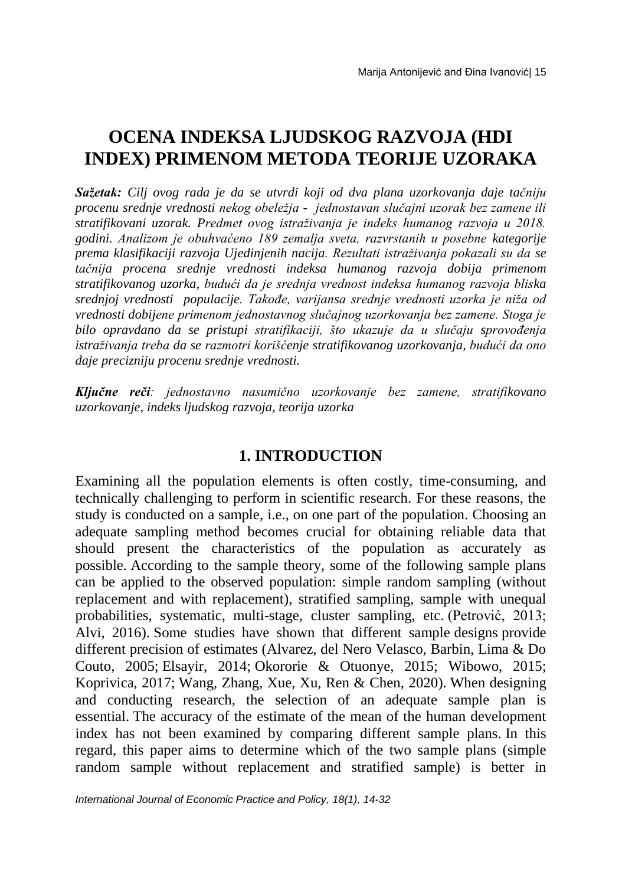# OCENA INDEKSA LJUDSKOG RAZVOJA (HDI INDEX) PRIMENOM METODA TEORIJE UZORAKA

***Sažetak:*** *Cilj ovog rada je da se utvrdi koji od dva plana uzorkovanja daje tačniju procenu srednje vrednosti nekog obeležja - jednostavan slučajni uzorak bez zamene ili stratifikovani uzorak. Predmet ovog istraživanja je indeks humanog razvoja u 2018. godini. Analizom je obuhvaćeno 189 zemalja sveta, razvrstanih u posebne kategorije prema klasifikaciji razvoja Ujedinjenih nacija. Rezultati istraživanja pokazali su da se tačnija procena srednje vrednosti indeksa humanog razvoja dobija primenom stratifikovanog uzorka, budući da je srednja vrednost indeksa humanog razvoja bliska srednjoj vrednosti populacije. Takođe, varijansa srednje vrednosti uzorka je niža od vrednosti dobijene primenom jednostavnog slučajnog uzorkovanja bez zamene. Stoga je bilo opravdano da se pristupi stratifikaciji, što ukazuje da u slučaju sprovođenja istraživanja treba da se razmotri korišćenje stratifikovanog uzorkovanja, budući da ono daje precizniju procenu srednje vrednosti.*

***Ključne reči****: jednostavno nasumično uzorkovanje bez zamene, stratifikovano uzorkovanje, indeks ljudskog razvoja, teorija uzorka*

## 1. INTRODUCTION

Examining all the population elements is often costly, time-consuming, and technically challenging to perform in scientific research. For these reasons, the study is conducted on a sample, i.e., on one part of the population. Choosing an adequate sampling method becomes crucial for obtaining reliable data that should present the characteristics of the population as accurately as possible. According to the sample theory, some of the following sample plans can be applied to the observed population: simple random sampling (without replacement and with replacement), stratified sampling, sample with unequal probabilities, systematic, multi-stage, cluster sampling, etc. (Petrović, 2013; Alvi, 2016). Some studies have shown that different sample designs provide different precision of estimates (Alvarez, del Nero Velasco, Barbin, Lima & Do Couto, 2005; Elsayir, 2014; Okororie & Otuonye, 2015; Wibowo, 2015; Koprivica, 2017; Wang, Zhang, Xue, Xu, Ren & Chen, 2020). When designing and conducting research, the selection of an adequate sample plan is essential. The accuracy of the estimate of the mean of the human development index has not been examined by comparing different sample plans. In this regard, this paper aims to determine which of the two sample plans (simple random sample without replacement and stratified sample) is better in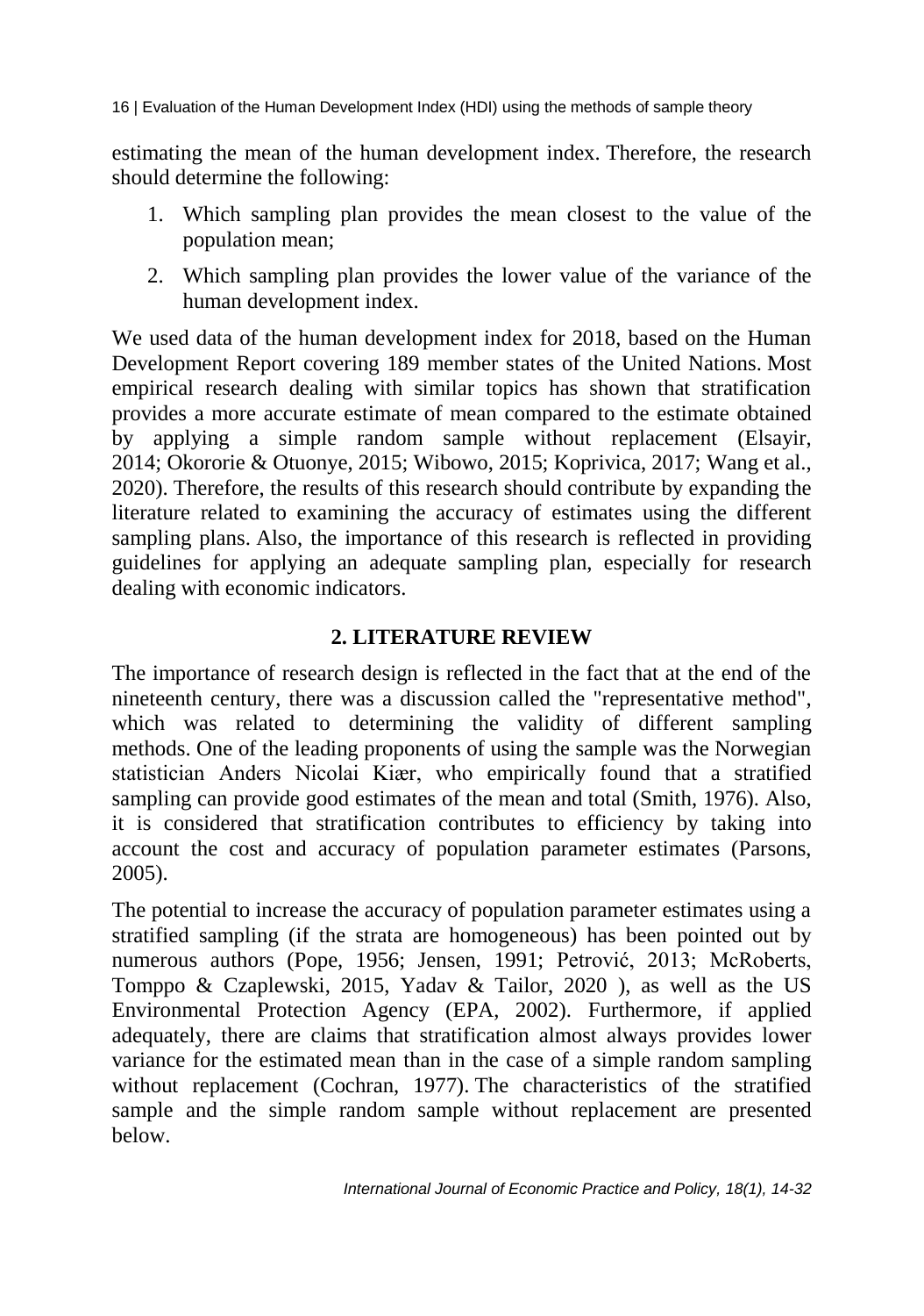estimating the mean of the human development index. Therefore, the research should determine the following:

1. Which sampling plan provides the mean closest to the value of the population mean;
2. Which sampling plan provides the lower value of the variance of the human development index.

We used data of the human development index for 2018, based on the Human Development Report covering 189 member states of the United Nations. Most empirical research dealing with similar topics has shown that stratification provides a more accurate estimate of mean compared to the estimate obtained by applying a simple random sample without replacement (Elsayir, 2014; Okororie & Otuonye, 2015; Wibowo, 2015; Koprivica, 2017; Wang et al., 2020). Therefore, the results of this research should contribute by expanding the literature related to examining the accuracy of estimates using the different sampling plans. Also, the importance of this research is reflected in providing guidelines for applying an adequate sampling plan, especially for research dealing with economic indicators.

## 2. LITERATURE REVIEW

The importance of research design is reflected in the fact that at the end of the nineteenth century, there was a discussion called the "representative method", which was related to determining the validity of different sampling methods. One of the leading proponents of using the sample was the Norwegian statistician Anders Nicolai Kiær, who empirically found that a stratified sampling can provide good estimates of the mean and total (Smith, 1976). Also, it is considered that stratification contributes to efficiency by taking into account the cost and accuracy of population parameter estimates (Parsons, 2005).

The potential to increase the accuracy of population parameter estimates using a stratified sampling (if the strata are homogeneous) has been pointed out by numerous authors (Pope, 1956; Jensen, 1991; Petrović, 2013; McRoberts, Tomppo & Czaplewski, 2015, Yadav & Tailor, 2020 ), as well as the US Environmental Protection Agency (EPA, 2002). Furthermore, if applied adequately, there are claims that stratification almost always provides lower variance for the estimated mean than in the case of a simple random sampling without replacement (Cochran, 1977). The characteristics of the stratified sample and the simple random sample without replacement are presented below.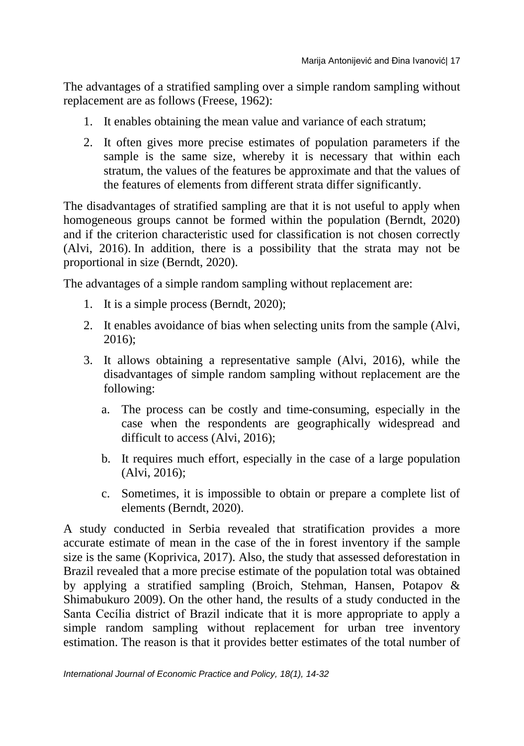The advantages of a stratified sampling over a simple random sampling without replacement are as follows (Freese, 1962):

1. It enables obtaining the mean value and variance of each stratum;
2. It often gives more precise estimates of population parameters if the sample is the same size, whereby it is necessary that within each stratum, the values of the features be approximate and that the values of the features of elements from different strata differ significantly.

The disadvantages of stratified sampling are that it is not useful to apply when homogeneous groups cannot be formed within the population (Berndt, 2020) and if the criterion characteristic used for classification is not chosen correctly (Alvi, 2016). In addition, there is a possibility that the strata may not be proportional in size (Berndt, 2020).

The advantages of a simple random sampling without replacement are:

1. It is a simple process (Berndt, 2020);
2. It enables avoidance of bias when selecting units from the sample (Alvi, 2016);
3. It allows obtaining a representative sample (Alvi, 2016), while the disadvantages of simple random sampling without replacement are the following:
   a. The process can be costly and time-consuming, especially in the case when the respondents are geographically widespread and difficult to access (Alvi, 2016);
   b. It requires much effort, especially in the case of a large population (Alvi, 2016);
   c. Sometimes, it is impossible to obtain or prepare a complete list of elements (Berndt, 2020).

A study conducted in Serbia revealed that stratification provides a more accurate estimate of mean in the case of the in forest inventory if the sample size is the same (Koprivica, 2017). Also, the study that assessed deforestation in Brazil revealed that a more precise estimate of the population total was obtained by applying a stratified sampling (Broich, Stehman, Hansen, Potapov & Shimabukuro 2009). On the other hand, the results of a study conducted in the Santa Cecília district of Brazil indicate that it is more appropriate to apply a simple random sampling without replacement for urban tree inventory estimation. The reason is that it provides better estimates of the total number of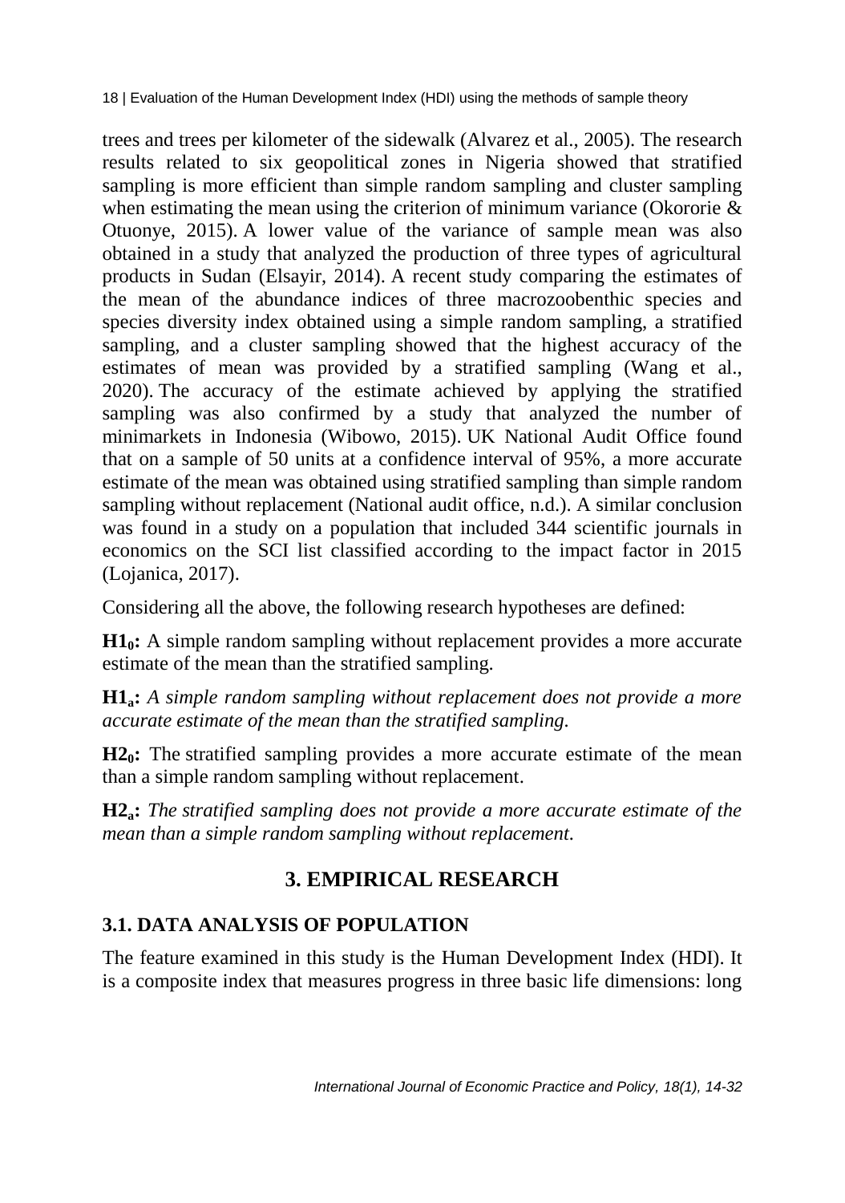trees and trees per kilometer of the sidewalk (Alvarez et al., 2005). The research results related to six geopolitical zones in Nigeria showed that stratified sampling is more efficient than simple random sampling and cluster sampling when estimating the mean using the criterion of minimum variance (Okororie & Otuonye, 2015). A lower value of the variance of sample mean was also obtained in a study that analyzed the production of three types of agricultural products in Sudan (Elsayir, 2014). A recent study comparing the estimates of the mean of the abundance indices of three macrozoobenthic species and species diversity index obtained using a simple random sampling, a stratified sampling, and a cluster sampling showed that the highest accuracy of the estimates of mean was provided by a stratified sampling (Wang et al., 2020). The accuracy of the estimate achieved by applying the stratified sampling was also confirmed by a study that analyzed the number of minimarkets in Indonesia (Wibowo, 2015). UK National Audit Office found that on a sample of 50 units at a confidence interval of 95%, a more accurate estimate of the mean was obtained using stratified sampling than simple random sampling without replacement (National audit office, n.d.). A similar conclusion was found in a study on a population that included 344 scientific journals in economics on the SCI list classified according to the impact factor in 2015 (Lojanica, 2017).

Considering all the above, the following research hypotheses are defined:

**$H1_0$:** A simple random sampling without replacement provides a more accurate estimate of the mean than the stratified sampling.

**$H1_a$:** *A simple random sampling without replacement does not provide a more accurate estimate of the mean than the stratified sampling.*

**$H2_0$:** The stratified sampling provides a more accurate estimate of the mean than a simple random sampling without replacement.

**$H2_a$:** *The stratified sampling does not provide a more accurate estimate of the mean than a simple random sampling without replacement.*

## 3. EMPIRICAL RESEARCH

### 3.1. DATA ANALYSIS OF POPULATION

The feature examined in this study is the Human Development Index (HDI). It is a composite index that measures progress in three basic life dimensions: long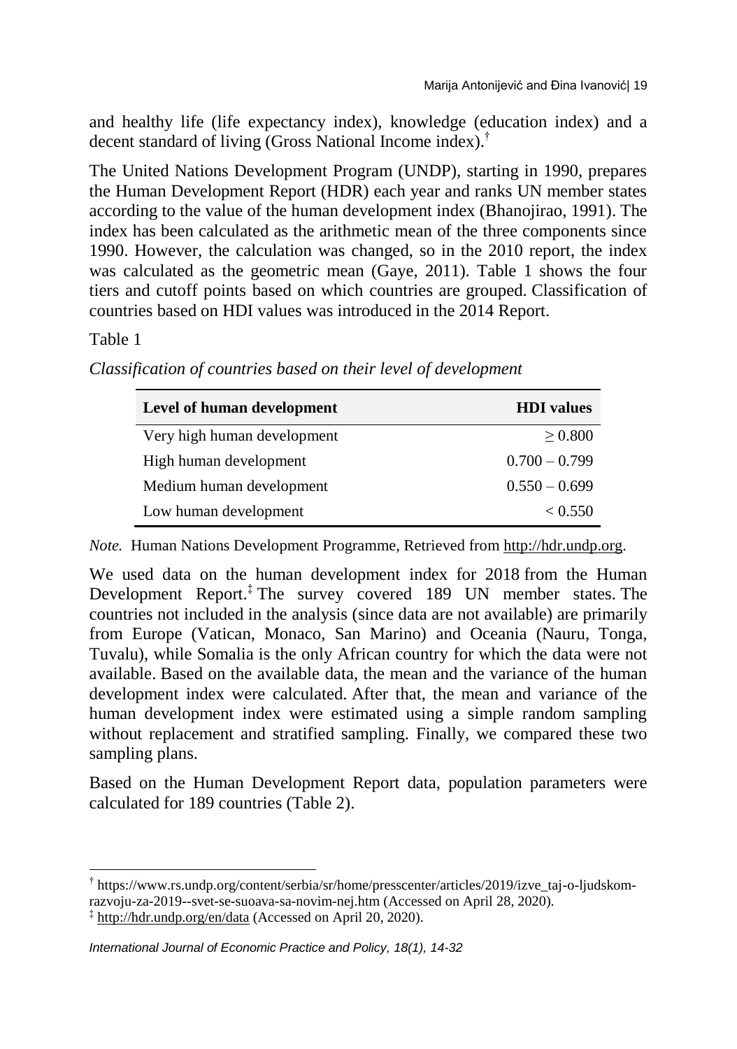and healthy life (life expectancy index), knowledge (education index) and a decent standard of living (Gross National Income index).[†]

The United Nations Development Program (UNDP), starting in 1990, prepares the Human Development Report (HDR) each year and ranks UN member states according to the value of the human development index (Bhanojirao, 1991). The index has been calculated as the arithmetic mean of the three components since 1990. However, the calculation was changed, so in the 2010 report, the index was calculated as the geometric mean (Gaye, 2011). Table 1 shows the four tiers and cutoff points based on which countries are grouped. Classification of countries based on HDI values was introduced in the 2014 Report.

Table 1

*Classification of countries based on their level of development*

| Level of human development | HDI values |
|---|---:|
| Very high human development | $\geq 0.800$ |
| High human development | $0.700 - 0.799$ |
| Medium human development | $0.550 - 0.699$ |
| Low human development | $< 0.550$ |

*Note.* Human Nations Development Programme, Retrieved from http://hdr.undp.org.

We used data on the human development index for 2018 from the Human Development Report.[‡] The survey covered 189 UN member states. The countries not included in the analysis (since data are not available) are primarily from Europe (Vatican, Monaco, San Marino) and Oceania (Nauru, Tonga, Tuvalu), while Somalia is the only African country for which the data were not available. Based on the available data, the mean and the variance of the human development index were calculated. After that, the mean and variance of the human development index were estimated using a simple random sampling without replacement and stratified sampling. Finally, we compared these two sampling plans.

Based on the Human Development Report data, population parameters were calculated for 189 countries (Table 2).

---

[†] https://www.rs.undp.org/content/serbia/sr/home/presscenter/articles/2019/izve_taj-o-ljudskom-razvoju-za-2019--svet-se-suoava-sa-novim-nej.htm (Accessed on April 28, 2020).

[‡] http://hdr.undp.org/en/data (Accessed on April 20, 2020).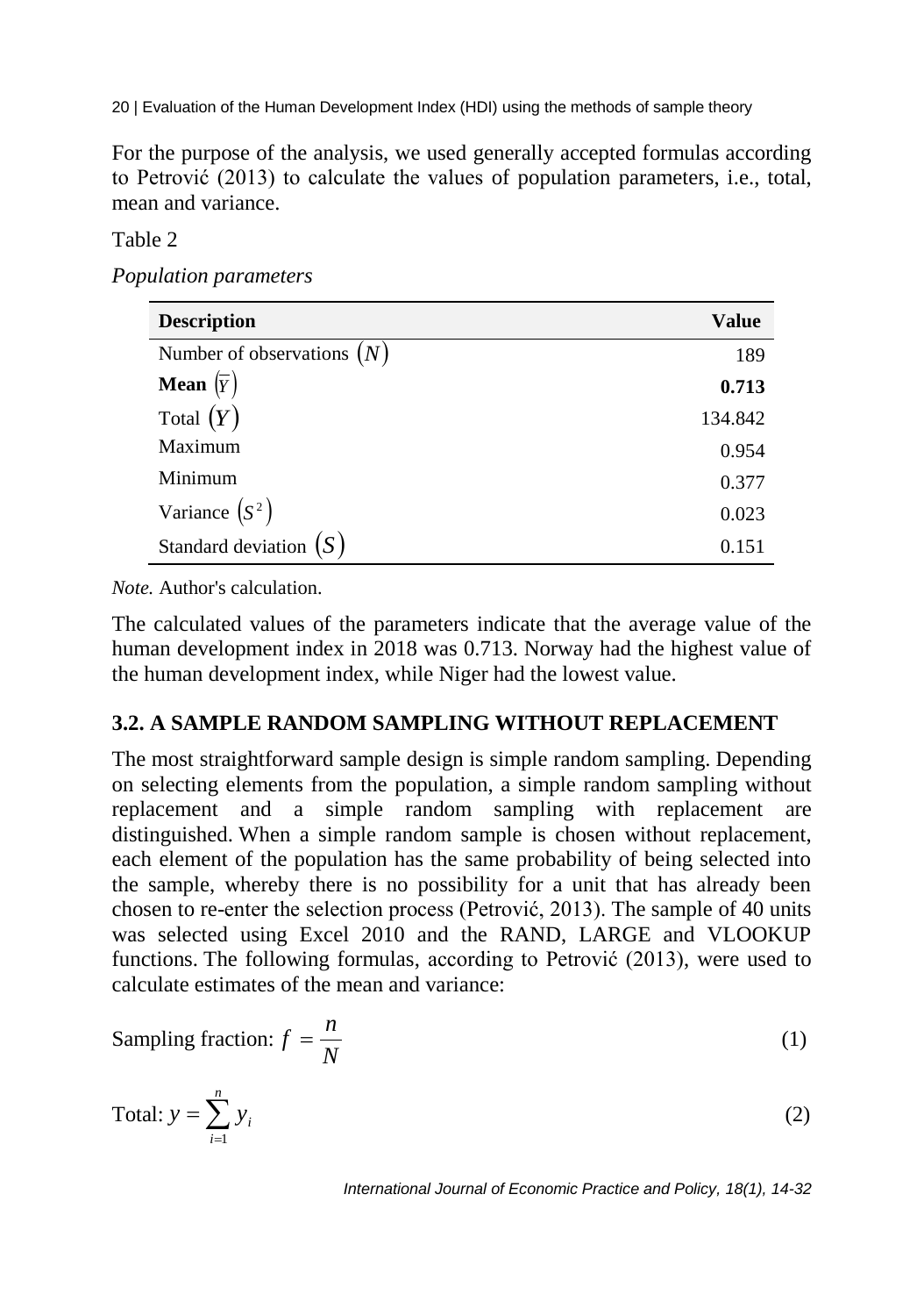For the purpose of the analysis, we used generally accepted formulas according to Petrović (2013) to calculate the values of population parameters, i.e., total, mean and variance.

Table 2

*Population parameters*

| Description | Value |
|---|---|
| Number of observations $(N)$ | 189 |
| **Mean** $(\overline{Y})$ | **0.713** |
| Total $(Y)$ | 134.842 |
| Maximum | 0.954 |
| Minimum | 0.377 |
| Variance $(S^2)$ | 0.023 |
| Standard deviation $(S)$ | 0.151 |

*Note.* Author's calculation.

The calculated values of the parameters indicate that the average value of the human development index in 2018 was 0.713. Norway had the highest value of the human development index, while Niger had the lowest value.

### 3.2. A SAMPLE RANDOM SAMPLING WITHOUT REPLACEMENT

The most straightforward sample design is simple random sampling. Depending on selecting elements from the population, a simple random sampling without replacement and a simple random sampling with replacement are distinguished. When a simple random sample is chosen without replacement, each element of the population has the same probability of being selected into the sample, whereby there is no possibility for a unit that has already been chosen to re-enter the selection process (Petrović, 2013). The sample of 40 units was selected using Excel 2010 and the RAND, LARGE and VLOOKUP functions. The following formulas, according to Petrović (2013), were used to calculate estimates of the mean and variance:

Sampling fraction: $f = \frac{n}{N}$ (1)

Total: $y = \sum_{i=1}^{n} y_i$ (2)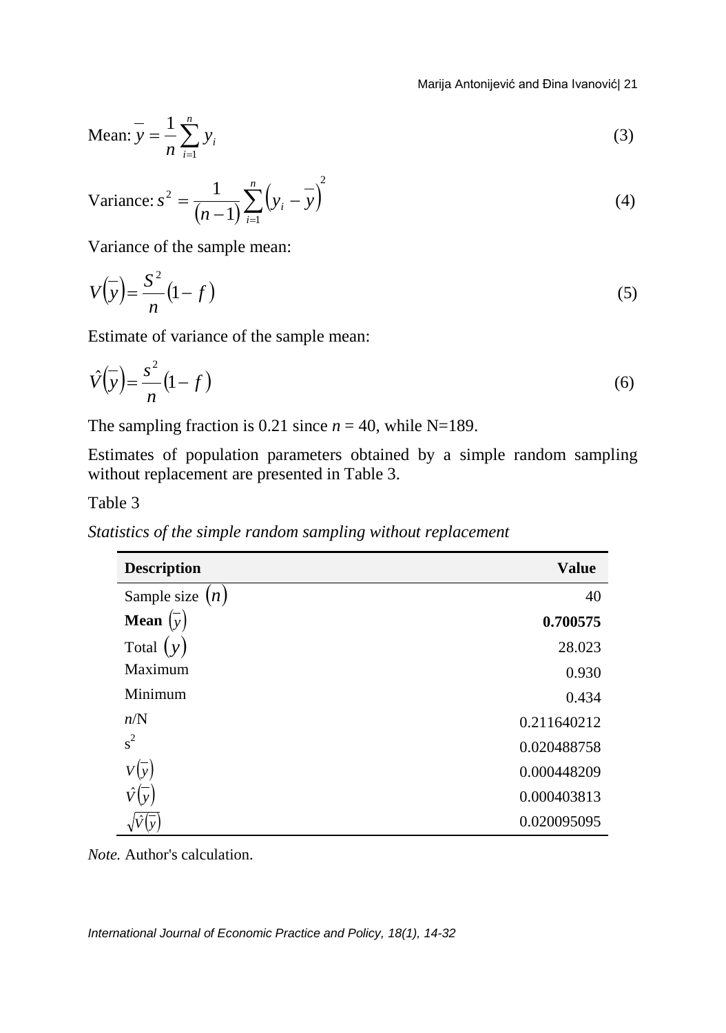Mean: $\bar{y} = \frac{1}{n}\sum_{i=1}^{n} y_i$ (3)

Variance: $s^2 = \frac{1}{(n-1)}\sum_{i=1}^{n}\left(y_i - \bar{y}\right)^2$ (4)

Variance of the sample mean:

$$V\left(\bar{y}\right) = \frac{S^2}{n}(1-f) \quad (5)$$

Estimate of variance of the sample mean:

$$\hat{V}\left(\bar{y}\right) = \frac{s^2}{n}(1-f) \quad (6)$$

The sampling fraction is 0.21 since $n$ = 40, while N=189.

Estimates of population parameters obtained by a simple random sampling without replacement are presented in Table 3.

Table 3

*Statistics of the simple random sampling without replacement*

| **Description** | **Value** |
|---|---|
| Sample size $(n)$ | 40 |
| **Mean** $\left(\bar{y}\right)$ | **0.700575** |
| Total $(y)$ | 28.023 |
| Maximum | 0.930 |
| Minimum | 0.434 |
| $n$/N | 0.211640212 |
| $s^2$ | 0.020488758 |
| $V\left(\bar{y}\right)$ | 0.000448209 |
| $\hat{V}\left(\bar{y}\right)$ | 0.000403813 |
| $\sqrt{\hat{V}\left(\bar{y}\right)}$ | 0.020095095 |

*Note.* Author's calculation.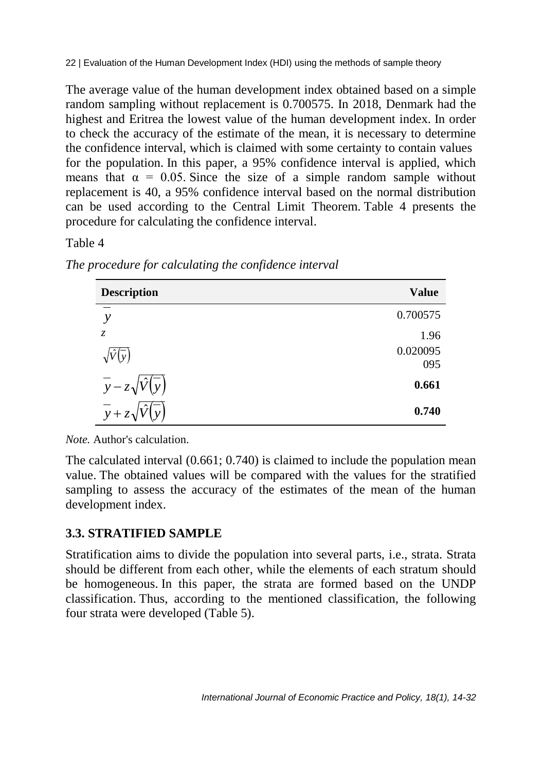The average value of the human development index obtained based on a simple random sampling without replacement is 0.700575. In 2018, Denmark had the highest and Eritrea the lowest value of the human development index. In order to check the accuracy of the estimate of the mean, it is necessary to determine the confidence interval, which is claimed with some certainty to contain values for the population. In this paper, a 95% confidence interval is applied, which means that $\alpha = 0.05$. Since the size of a simple random sample without replacement is 40, a 95% confidence interval based on the normal distribution can be used according to the Central Limit Theorem. Table 4 presents the procedure for calculating the confidence interval.

Table 4

*The procedure for calculating the confidence interval*

| Description | Value |
|---|---|
| $\overline{y}$ | 0.700575 |
| $z$ | 1.96 |
| $\sqrt{\hat{V}(\overline{y})}$ | 0.020095095 |
| $\overline{y} - z\sqrt{\hat{V}(\overline{y})}$ | **0.661** |
| $\overline{y} + z\sqrt{\hat{V}(\overline{y})}$ | **0.740** |

*Note.* Author's calculation.

The calculated interval (0.661; 0.740) is claimed to include the population mean value. The obtained values will be compared with the values for the stratified sampling to assess the accuracy of the estimates of the mean of the human development index.

## 3.3. STRATIFIED SAMPLE

Stratification aims to divide the population into several parts, i.e., strata. Strata should be different from each other, while the elements of each stratum should be homogeneous. In this paper, the strata are formed based on the UNDP classification. Thus, according to the mentioned classification, the following four strata were developed (Table 5).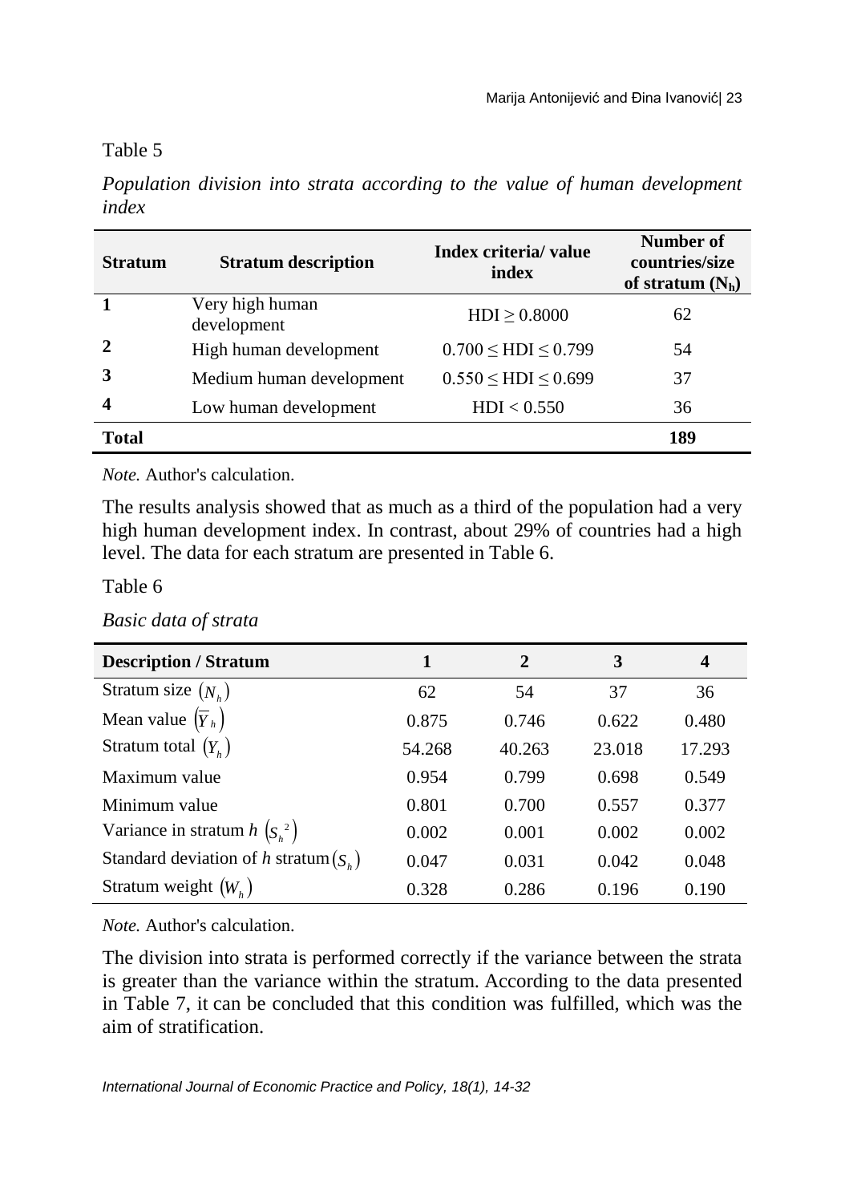Table 5

*Population division into strata according to the value of human development index*

| Stratum | Stratum description | Index criteria/ value index | Number of countries/size of stratum ($N_h$) |
|---|---|---|---|
| **1** | Very high human development | HDI ≥ 0.8000 | 62 |
| **2** | High human development | 0.700 ≤ HDI ≤ 0.799 | 54 |
| **3** | Medium human development | 0.550 ≤ HDI ≤ 0.699 | 37 |
| **4** | Low human development | HDI < 0.550 | 36 |
| **Total** | | | **189** |

*Note.* Author's calculation.

The results analysis showed that as much as a third of the population had a very high human development index. In contrast, about 29% of countries had a high level. The data for each stratum are presented in Table 6.

Table 6

*Basic data of strata*

| Description / Stratum | 1 | 2 | 3 | 4 |
|---|---|---|---|---|
| Stratum size $(N_h)$ | 62 | 54 | 37 | 36 |
| Mean value $(\overline{Y}_h)$ | 0.875 | 0.746 | 0.622 | 0.480 |
| Stratum total $(Y_h)$ | 54.268 | 40.263 | 23.018 | 17.293 |
| Maximum value | 0.954 | 0.799 | 0.698 | 0.549 |
| Minimum value | 0.801 | 0.700 | 0.557 | 0.377 |
| Variance in stratum *h* $(S_h^2)$ | 0.002 | 0.001 | 0.002 | 0.002 |
| Standard deviation of *h* stratum $(S_h)$ | 0.047 | 0.031 | 0.042 | 0.048 |
| Stratum weight $(W_h)$ | 0.328 | 0.286 | 0.196 | 0.190 |

*Note.* Author's calculation.

The division into strata is performed correctly if the variance between the strata is greater than the variance within the stratum. According to the data presented in Table 7, it can be concluded that this condition was fulfilled, which was the aim of stratification.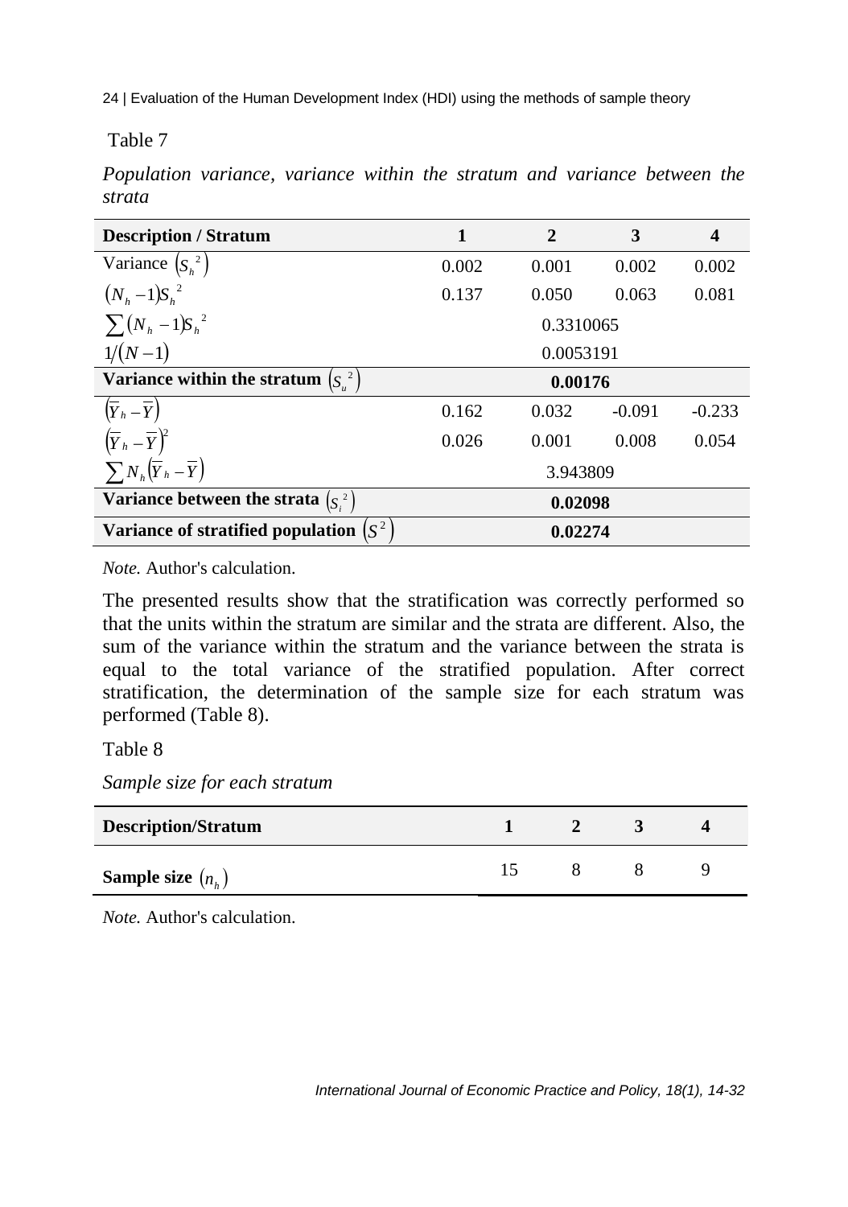Table 7

*Population variance, variance within the stratum and variance between the strata*

| **Description / Stratum** | **1** | **2** | **3** | **4** |
|---|---|---|---|---|
| Variance $\left(S_h^{\,2}\right)$ | 0.002 | 0.001 | 0.002 | 0.002 |
| $(N_h - 1)S_h^{\,2}$ | 0.137 | 0.050 | 0.063 | 0.081 |
| $\sum (N_h - 1)S_h^{\,2}$ | | 0.3310065 | | |
| $1/(N-1)$ | | 0.0053191 | | |
| **Variance within the stratum** $\left(S_u^{\,2}\right)$ | | **0.00176** | | |
| $\left(\overline{Y}_h - \overline{Y}\right)$ | 0.162 | 0.032 | -0.091 | -0.233 |
| $\left(\overline{Y}_h - \overline{Y}\right)^2$ | 0.026 | 0.001 | 0.008 | 0.054 |
| $\sum N_h \left(\overline{Y}_h - \overline{Y}\right)$ | | 3.943809 | | |
| **Variance between the strata** $\left(S_i^{\,2}\right)$ | | **0.02098** | | |
| **Variance of stratified population** $\left(S^2\right)$ | | **0.02274** | | |

*Note.* Author's calculation.

The presented results show that the stratification was correctly performed so that the units within the stratum are similar and the strata are different. Also, the sum of the variance within the stratum and the variance between the strata is equal to the total variance of the stratified population. After correct stratification, the determination of the sample size for each stratum was performed (Table 8).

Table 8

*Sample size for each stratum*

| **Description/Stratum** | **1** | **2** | **3** | **4** |
|---|---|---|---|---|
| **Sample size** $(n_h)$ | 15 | 8 | 8 | 9 |

*Note.* Author's calculation.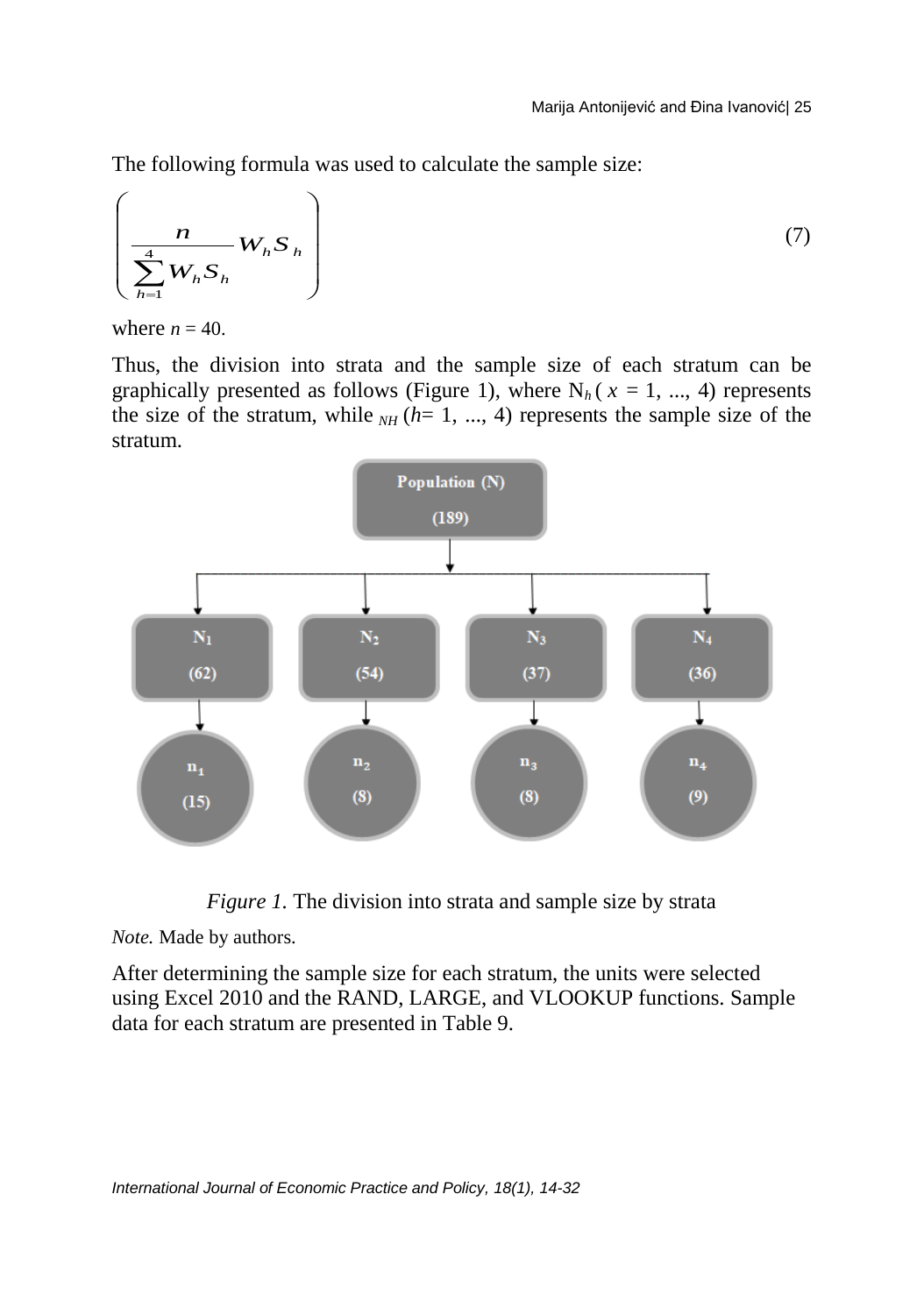The following formula was used to calculate the sample size:

$$\left( \frac{n}{\sum_{h=1}^{4} W_h S_h} W_h S_h \right) \tag{7}$$

where $n = 40$.

Thus, the division into strata and the sample size of each stratum can be graphically presented as follows (Figure 1), where $N_h$ ( $x$ = 1, ..., 4) represents the size of the stratum, while $_{NH}$ ($h$= 1, ..., 4) represents the sample size of the stratum.

Population (N) (189)

$N_1$ (62) → $n_1$ (15)

$N_2$ (54) → $n_2$ (8)

$N_3$ (37) → $n_3$ (8)

$N_4$ (36) → $n_4$ (9)

*Figure 1.* The division into strata and sample size by strata

*Note.* Made by authors.

After determining the sample size for each stratum, the units were selected using Excel 2010 and the RAND, LARGE, and VLOOKUP functions. Sample data for each stratum are presented in Table 9.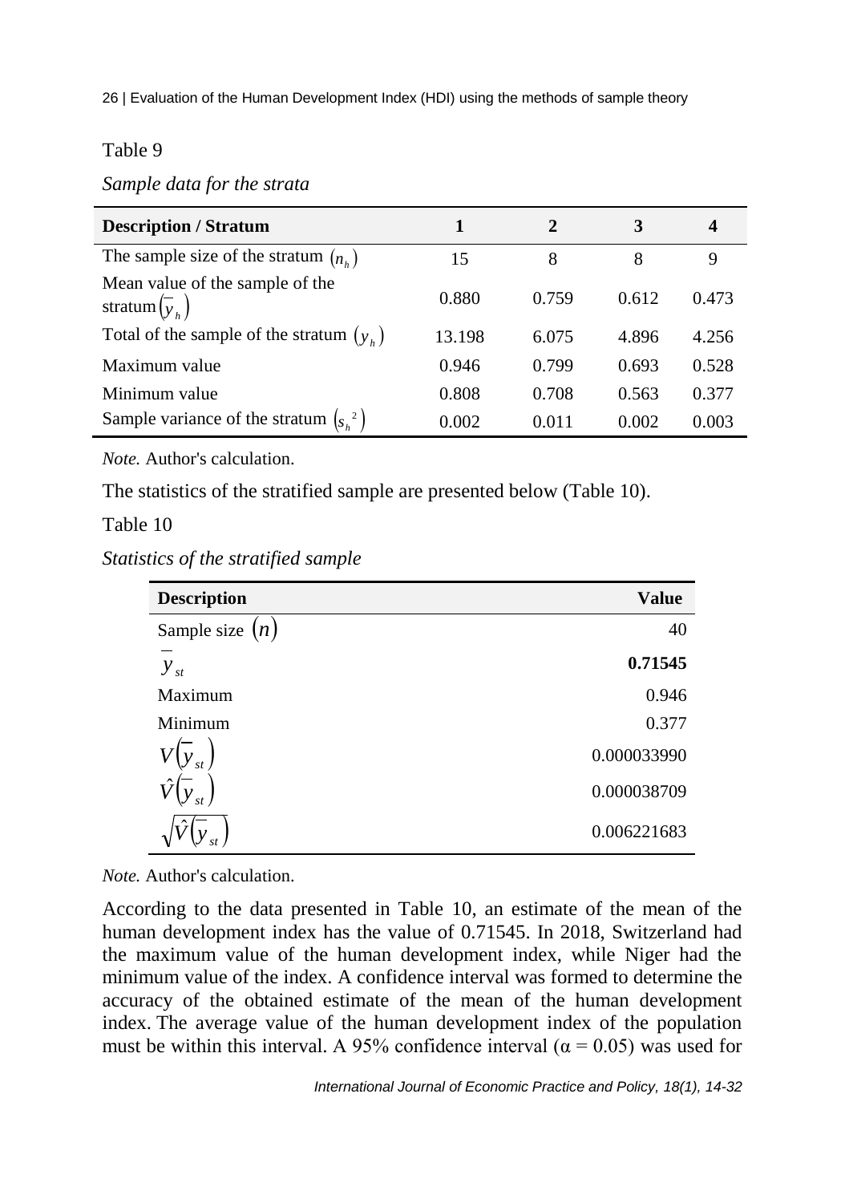Table 9

*Sample data for the strata*

| Description / Stratum | 1 | 2 | 3 | 4 |
|---|---|---|---|---|
| The sample size of the stratum $(n_h)$ | 15 | 8 | 8 | 9 |
| Mean value of the sample of the stratum $(\bar{y}_h)$ | 0.880 | 0.759 | 0.612 | 0.473 |
| Total of the sample of the stratum $(y_h)$ | 13.198 | 6.075 | 4.896 | 4.256 |
| Maximum value | 0.946 | 0.799 | 0.693 | 0.528 |
| Minimum value | 0.808 | 0.708 | 0.563 | 0.377 |
| Sample variance of the stratum $(s_h^2)$ | 0.002 | 0.011 | 0.002 | 0.003 |

*Note.* Author's calculation.

The statistics of the stratified sample are presented below (Table 10).

Table 10

*Statistics of the stratified sample*

| Description | Value |
|---|---|
| Sample size $(n)$ | 40 |
| $\bar{y}_{st}$ | **0.71545** |
| Maximum | 0.946 |
| Minimum | 0.377 |
| $V(\bar{y}_{st})$ | 0.000033990 |
| $\hat{V}(\bar{y}_{st})$ | 0.000038709 |
| $\sqrt{\hat{V}(\bar{y}_{st})}$ | 0.006221683 |

*Note.* Author's calculation.

According to the data presented in Table 10, an estimate of the mean of the human development index has the value of 0.71545. In 2018, Switzerland had the maximum value of the human development index, while Niger had the minimum value of the index. A confidence interval was formed to determine the accuracy of the obtained estimate of the mean of the human development index. The average value of the human development index of the population must be within this interval. A 95% confidence interval ($\alpha = 0.05$) was used for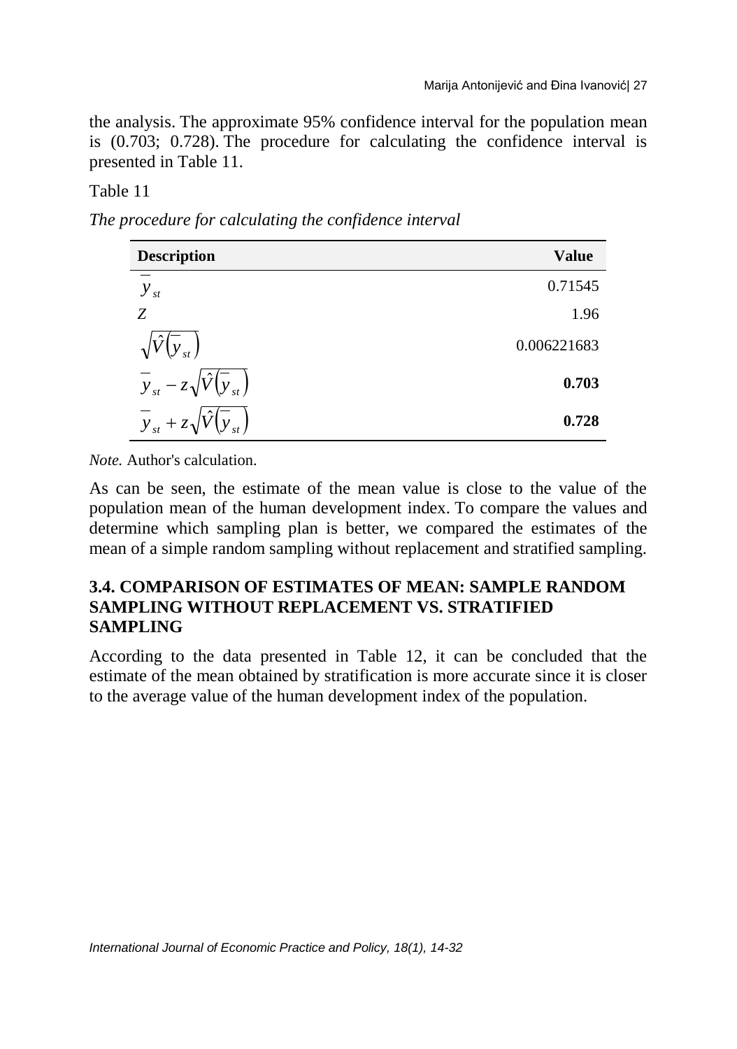the analysis. The approximate 95% confidence interval for the population mean is (0.703; 0.728). The procedure for calculating the confidence interval is presented in Table 11.

Table 11

*The procedure for calculating the confidence interval*

| Description | Value |
|---|---|
| $\overline{y}_{st}$ | 0.71545 |
| $Z$ | 1.96 |
| $\sqrt{\hat{V}\left(\overline{y}_{st}\right)}$ | 0.006221683 |
| $\overline{y}_{st} - z\sqrt{\hat{V}\left(\overline{y}_{st}\right)}$ | **0.703** |
| $\overline{y}_{st} + z\sqrt{\hat{V}\left(\overline{y}_{st}\right)}$ | **0.728** |

*Note.* Author's calculation.

As can be seen, the estimate of the mean value is close to the value of the population mean of the human development index. To compare the values and determine which sampling plan is better, we compared the estimates of the mean of a simple random sampling without replacement and stratified sampling.

### 3.4. COMPARISON OF ESTIMATES OF MEAN: SAMPLE RANDOM SAMPLING WITHOUT REPLACEMENT VS. STRATIFIED SAMPLING

According to the data presented in Table 12, it can be concluded that the estimate of the mean obtained by stratification is more accurate since it is closer to the average value of the human development index of the population.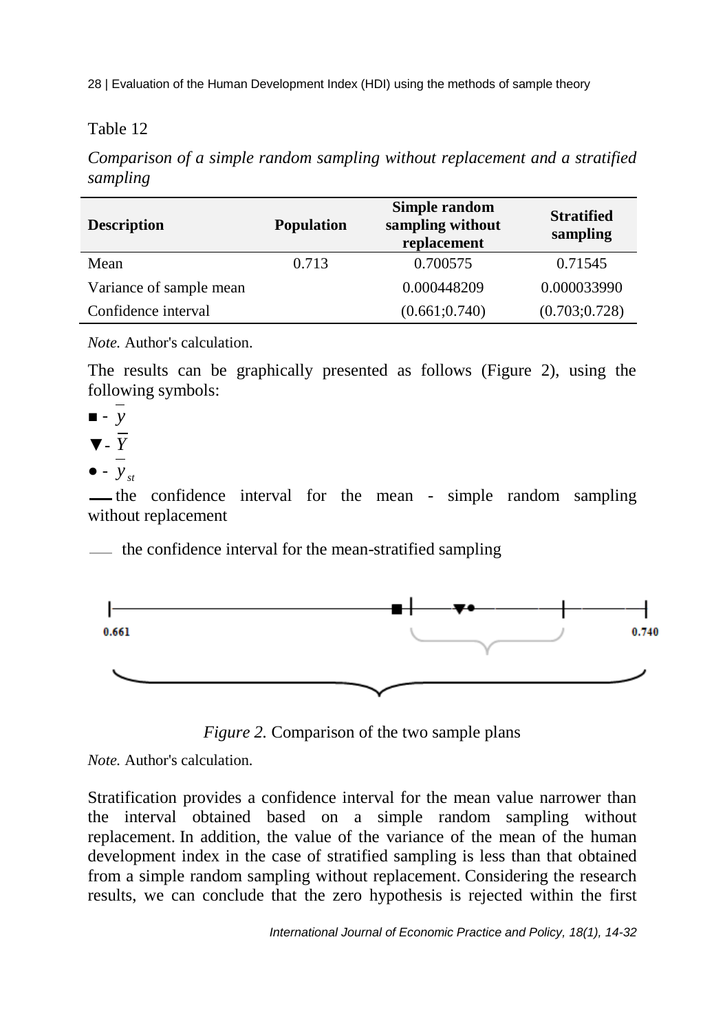Table 12

*Comparison of a simple random sampling without replacement and a stratified sampling*

| Description | Population | Simple random sampling without replacement | Stratified sampling |
|---|---|---|---|
| Mean | 0.713 | 0.700575 | 0.71545 |
| Variance of sample mean | | 0.000448209 | 0.000033990 |
| Confidence interval | | (0.661;0.740) | (0.703;0.728) |

*Note.* Author's calculation.

The results can be graphically presented as follows (Figure 2), using the following symbols:

■ - $\overline{y}$

▼- $\overline{Y}$

● - $\overline{y}_{st}$

— the confidence interval for the mean - simple random sampling without replacement

— the confidence interval for the mean-stratified sampling

*Figure 2.* Comparison of the two sample plans

*Note.* Author's calculation.

Stratification provides a confidence interval for the mean value narrower than the interval obtained based on a simple random sampling without replacement. In addition, the value of the variance of the mean of the human development index in the case of stratified sampling is less than that obtained from a simple random sampling without replacement. Considering the research results, we can conclude that the zero hypothesis is rejected within the first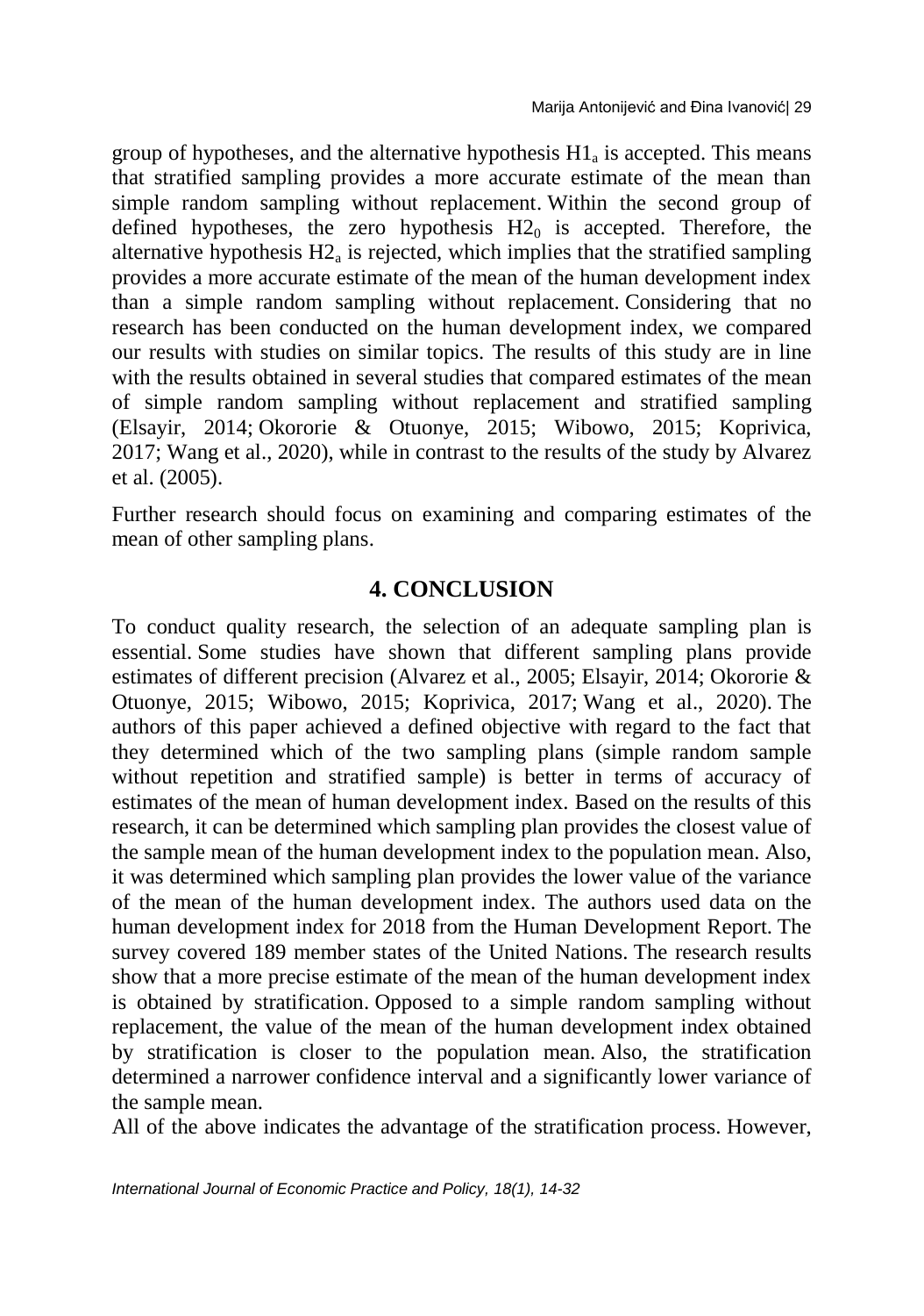group of hypotheses, and the alternative hypothesis $H1_a$ is accepted. This means that stratified sampling provides a more accurate estimate of the mean than simple random sampling without replacement. Within the second group of defined hypotheses, the zero hypothesis $H2_0$ is accepted. Therefore, the alternative hypothesis $H2_a$ is rejected, which implies that the stratified sampling provides a more accurate estimate of the mean of the human development index than a simple random sampling without replacement. Considering that no research has been conducted on the human development index, we compared our results with studies on similar topics. The results of this study are in line with the results obtained in several studies that compared estimates of the mean of simple random sampling without replacement and stratified sampling (Elsayir, 2014; Okororie & Otuonye, 2015; Wibowo, 2015; Koprivica, 2017; Wang et al., 2020), while in contrast to the results of the study by Alvarez et al. (2005).

Further research should focus on examining and comparing estimates of the mean of other sampling plans.

## 4. CONCLUSION

To conduct quality research, the selection of an adequate sampling plan is essential. Some studies have shown that different sampling plans provide estimates of different precision (Alvarez et al., 2005; Elsayir, 2014; Okororie & Otuonye, 2015; Wibowo, 2015; Koprivica, 2017; Wang et al., 2020). The authors of this paper achieved a defined objective with regard to the fact that they determined which of the two sampling plans (simple random sample without repetition and stratified sample) is better in terms of accuracy of estimates of the mean of human development index. Based on the results of this research, it can be determined which sampling plan provides the closest value of the sample mean of the human development index to the population mean. Also, it was determined which sampling plan provides the lower value of the variance of the mean of the human development index. The authors used data on the human development index for 2018 from the Human Development Report. The survey covered 189 member states of the United Nations. The research results show that a more precise estimate of the mean of the human development index is obtained by stratification. Opposed to a simple random sampling without replacement, the value of the mean of the human development index obtained by stratification is closer to the population mean. Also, the stratification determined a narrower confidence interval and a significantly lower variance of the sample mean.

All of the above indicates the advantage of the stratification process. However,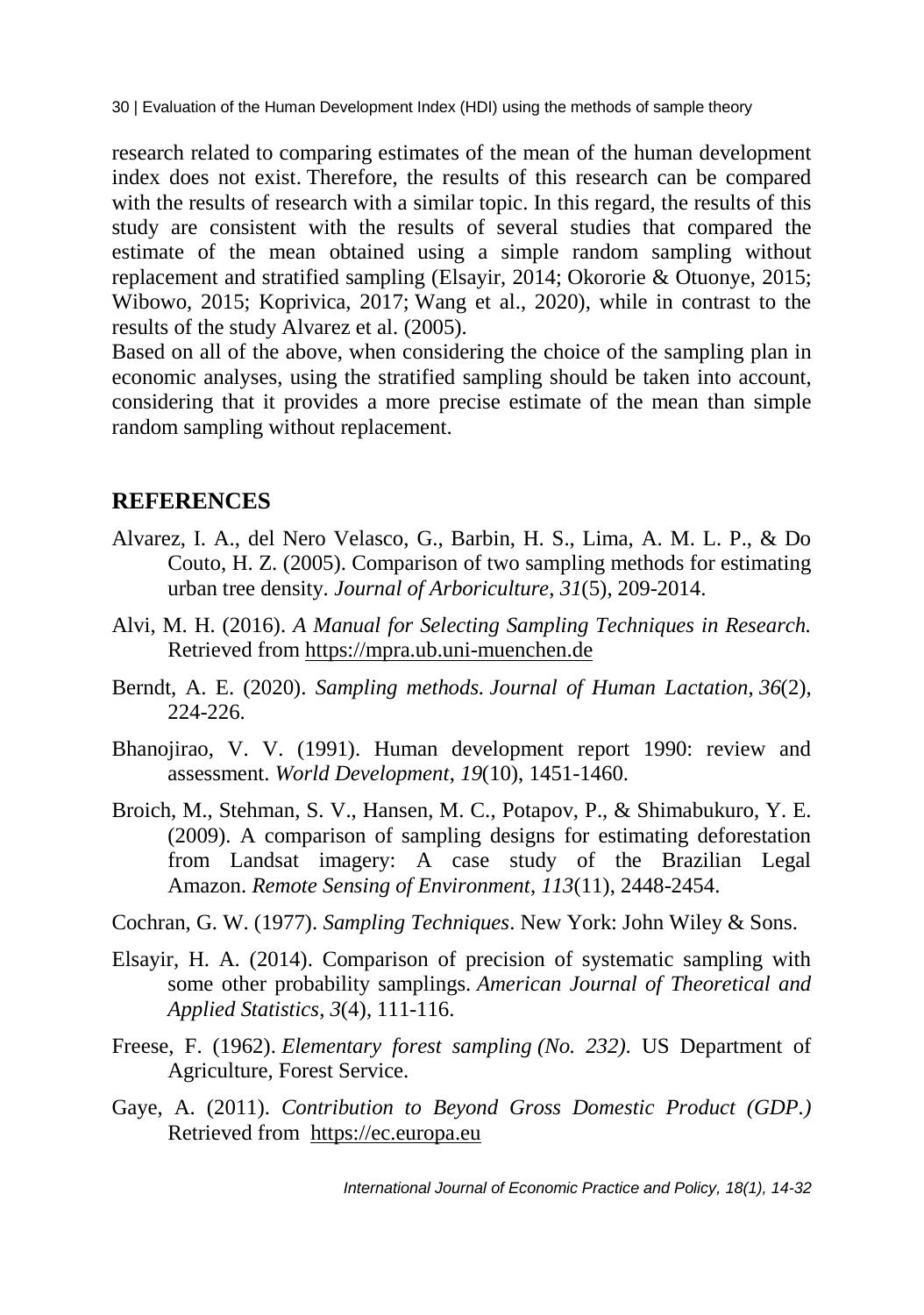research related to comparing estimates of the mean of the human development index does not exist. Therefore, the results of this research can be compared with the results of research with a similar topic. In this regard, the results of this study are consistent with the results of several studies that compared the estimate of the mean obtained using a simple random sampling without replacement and stratified sampling (Elsayir, 2014; Okororie & Otuonye, 2015; Wibowo, 2015; Koprivica, 2017; Wang et al., 2020), while in contrast to the results of the study Alvarez et al. (2005).

Based on all of the above, when considering the choice of the sampling plan in economic analyses, using the stratified sampling should be taken into account, considering that it provides a more precise estimate of the mean than simple random sampling without replacement.

## REFERENCES

Alvarez, I. A., del Nero Velasco, G., Barbin, H. S., Lima, A. M. L. P., & Do Couto, H. Z. (2005). Comparison of two sampling methods for estimating urban tree density. *Journal of Arboriculture*, *31*(5), 209-2014.

Alvi, M. H. (2016). *A Manual for Selecting Sampling Techniques in Research.* Retrieved from https://mpra.ub.uni-muenchen.de

Berndt, A. E. (2020). *Sampling methods*. *Journal of Human Lactation*, *36*(2), 224-226.

Bhanojirao, V. V. (1991). Human development report 1990: review and assessment. *World Development*, *19*(10), 1451-1460.

Broich, M., Stehman, S. V., Hansen, M. C., Potapov, P., & Shimabukuro, Y. E. (2009). A comparison of sampling designs for estimating deforestation from Landsat imagery: A case study of the Brazilian Legal Amazon. *Remote Sensing of Environment*, *113*(11), 2448-2454.

Cochran, G. W. (1977). *Sampling Techniques*. New York: John Wiley & Sons.

Elsayir, H. A. (2014). Comparison of precision of systematic sampling with some other probability samplings. *American Journal of Theoretical and Applied Statistics*, *3*(4), 111-116.

Freese, F. (1962). *Elementary forest sampling (No. 232)*. US Department of Agriculture, Forest Service.

Gaye, A. (2011). *Contribution to Beyond Gross Domestic Product (GDP.)* Retrieved from https://ec.europa.eu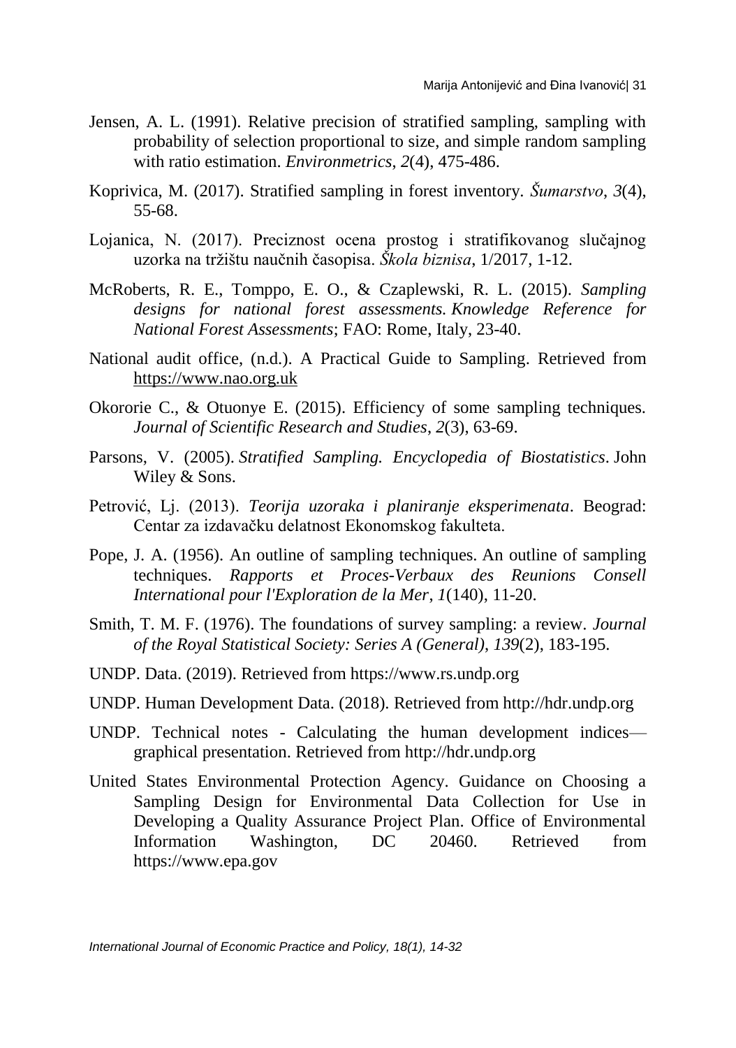Jensen, A. L. (1991). Relative precision of stratified sampling, sampling with probability of selection proportional to size, and simple random sampling with ratio estimation. *Environmetrics*, *2*(4), 475-486.

Koprivica, M. (2017). Stratified sampling in forest inventory. *Šumarstvo*, *3*(4), 55-68.

Lojanica, N. (2017). Preciznost ocena prostog i stratifikovanog slučajnog uzorka na tržištu naučnih časopisa. *Škola biznisa*, 1/2017, 1-12.

McRoberts, R. E., Tomppo, E. O., & Czaplewski, R. L. (2015). *Sampling designs for national forest assessments. Knowledge Reference for National Forest Assessments*; FAO: Rome, Italy, 23-40.

National audit office, (n.d.). A Practical Guide to Sampling. Retrieved from https://www.nao.org.uk

Okororie C., & Otuonye E. (2015). Efficiency of some sampling techniques. *Journal of Scientific Research and Studies*, *2*(3), 63-69.

Parsons, V. (2005). *Stratified Sampling. Encyclopedia of Biostatistics*. John Wiley & Sons.

Petrović, Lj. (2013). *Teorija uzoraka i planiranje eksperimenata*. Beograd: Centar za izdavačku delatnost Ekonomskog fakulteta.

Pope, J. A. (1956). An outline of sampling techniques. An outline of sampling techniques. *Rapports et Proces-Verbaux des Reunions Consell International pour l'Exploration de la Mer*, *1*(140), 11-20.

Smith, T. M. F. (1976). The foundations of survey sampling: a review. *Journal of the Royal Statistical Society: Series A (General)*, *139*(2), 183-195.

UNDP. Data. (2019). Retrieved from https://www.rs.undp.org

UNDP. Human Development Data. (2018). Retrieved from http://hdr.undp.org

UNDP. Technical notes - Calculating the human development indices—graphical presentation. Retrieved from http://hdr.undp.org

United States Environmental Protection Agency. Guidance on Choosing a Sampling Design for Environmental Data Collection for Use in Developing a Quality Assurance Project Plan. Office of Environmental Information Washington, DC 20460. Retrieved from https://www.epa.gov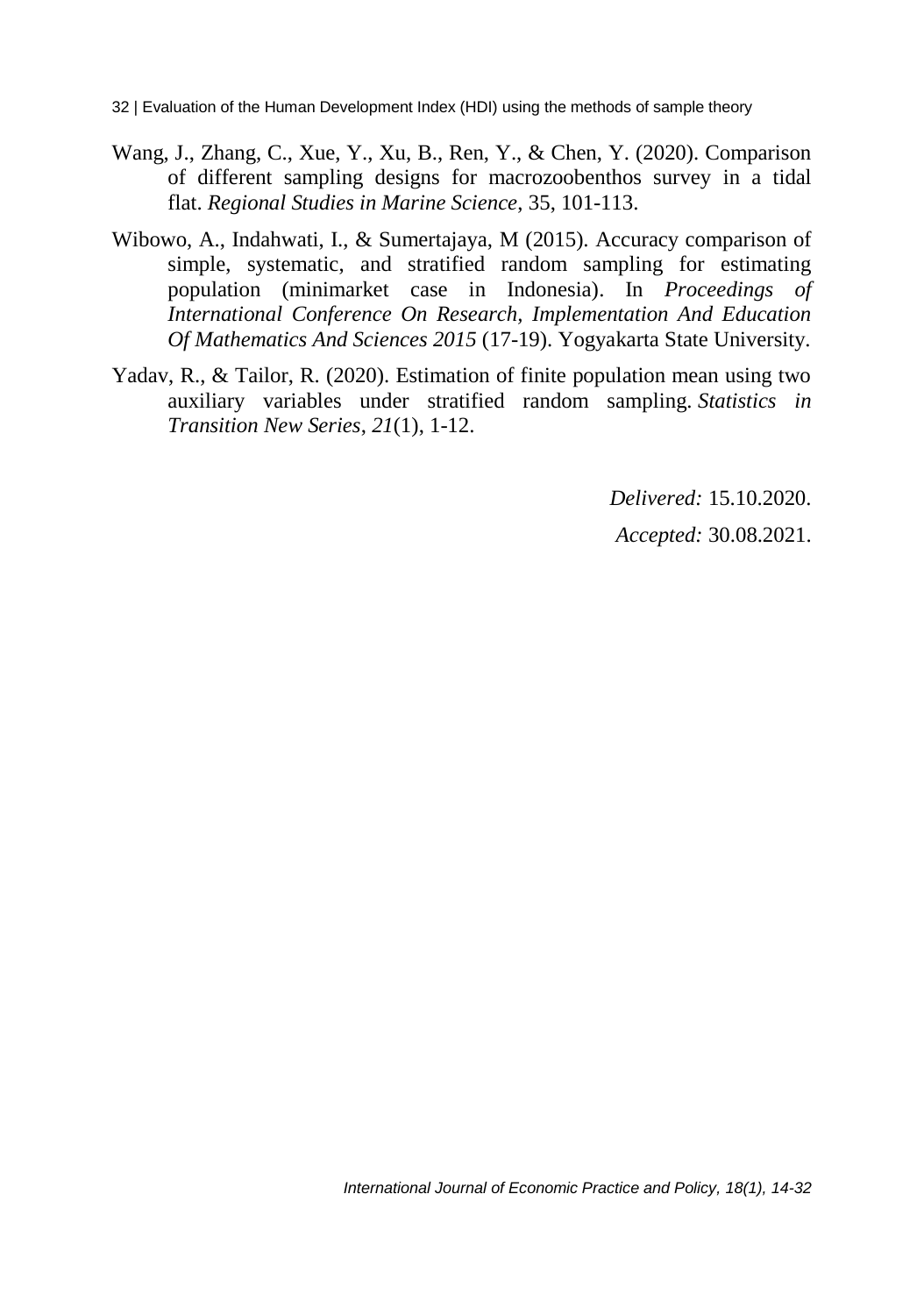Wang, J., Zhang, C., Xue, Y., Xu, B., Ren, Y., & Chen, Y. (2020). Comparison of different sampling designs for macrozoobenthos survey in a tidal flat. *Regional Studies in Marine Science*, 35, 101-113.

Wibowo, A., Indahwati, I., & Sumertajaya, M (2015). Accuracy comparison of simple, systematic, and stratified random sampling for estimating population (minimarket case in Indonesia). In *Proceedings of International Conference On Research, Implementation And Education Of Mathematics And Sciences 2015* (17-19). Yogyakarta State University.

Yadav, R., & Tailor, R. (2020). Estimation of finite population mean using two auxiliary variables under stratified random sampling. *Statistics in Transition New Series*, *21*(1), 1-12.

*Delivered:* 15.10.2020.

*Accepted:* 30.08.2021.